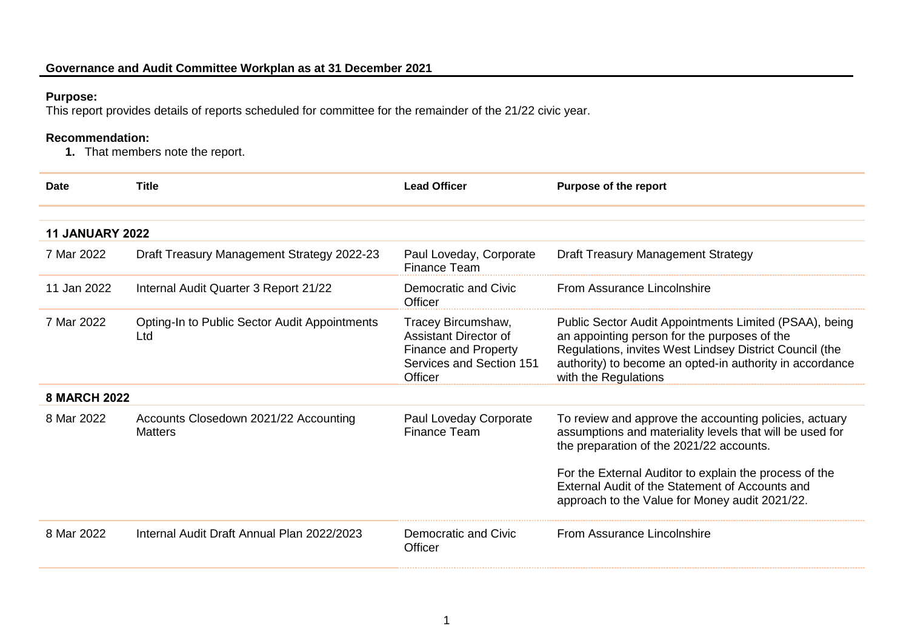**Governance and Audit Committee Workplan as at 31 December 2021**

**Purpose:**
This report provides details of reports scheduled for committee for the remainder of the 21/22 civic year.

**Recommendation:**

1. That members note the report.

| Date | Title | Lead Officer | Purpose of the report |
|---|---|---|---|
| **11 JANUARY 2022** | | | |
| 7 Mar 2022 | Draft Treasury Management Strategy 2022-23 | Paul Loveday, Corporate Finance Team | Draft Treasury Management Strategy |
| 11 Jan 2022 | Internal Audit Quarter 3 Report 21/22 | Democratic and Civic Officer | From Assurance Lincolnshire |
| 7 Mar 2022 | Opting-In to Public Sector Audit Appointments Ltd | Tracey Bircumshaw, Assistant Director of Finance and Property Services and Section 151 Officer | Public Sector Audit Appointments Limited (PSAA), being an appointing person for the purposes of the Regulations, invites West Lindsey District Council (the authority) to become an opted-in authority in accordance with the Regulations |
| **8 MARCH 2022** | | | |
| 8 Mar 2022 | Accounts Closedown 2021/22 Accounting Matters | Paul Loveday Corporate Finance Team | To review and approve the accounting policies, actuary assumptions and materiality levels that will be used for the preparation of the 2021/22 accounts.<br><br>For the External Auditor to explain the process of the External Audit of the Statement of Accounts and approach to the Value for Money audit 2021/22. |
| 8 Mar 2022 | Internal Audit Draft Annual Plan 2022/2023 | Democratic and Civic Officer | From Assurance Lincolnshire |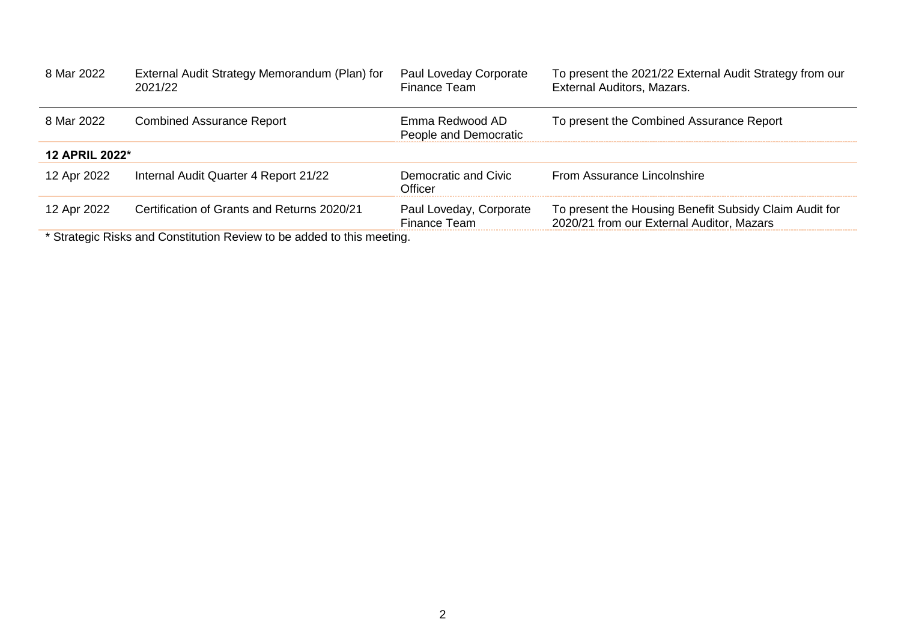| | | | |
|---|---|---|---|
| 8 Mar 2022 | External Audit Strategy Memorandum (Plan) for 2021/22 | Paul Loveday Corporate Finance Team | To present the 2021/22 External Audit Strategy from our External Auditors, Mazars. |
| 8 Mar 2022 | Combined Assurance Report | Emma Redwood AD People and Democratic | To present the Combined Assurance Report |
| **12 APRIL 2022*** | | | |
| 12 Apr 2022 | Internal Audit Quarter 4 Report 21/22 | Democratic and Civic Officer | From Assurance Lincolnshire |
| 12 Apr 2022 | Certification of Grants and Returns 2020/21 | Paul Loveday, Corporate Finance Team | To present the Housing Benefit Subsidy Claim Audit for 2020/21 from our External Auditor, Mazars |

* Strategic Risks and Constitution Review to be added to this meeting.